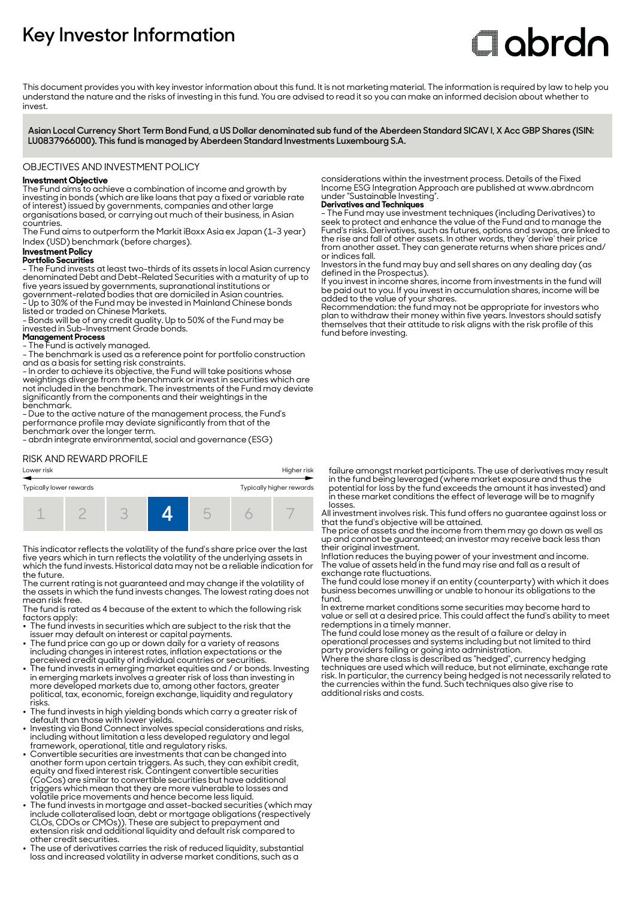# Key Investor Information

abrdn

This document provides you with key investor information about this fund. It is not marketing material. The information is required by law to help you understand the nature and the risks of investing in this fund. You are advised to read it so you can make an informed decision about whether to invest.

**Asian Local Currency Short Term Bond Fund, a US Dollar denominated sub fund of the Aberdeen Standard SICAV I, X Acc GBP Shares (ISIN: LU0837966000). This fund is managed by Aberdeen Standard Investments Luxembourg S.A.**

## OBJECTIVES AND INVESTMENT POLICY

**Investment Objective**
The Fund aims to achieve a combination of income and growth by investing in bonds (which are like loans that pay a fixed or variable rate of interest) issued by governments, companies and other large organisations based, or carrying out much of their business, in Asian countries.
The Fund aims to outperform the Markit iBoxx Asia ex Japan (1-3 year) Index (USD) benchmark (before charges).

**Investment Policy**
**Portfolio Securities**
- The Fund invests at least two-thirds of its assets in local Asian currency denominated Debt and Debt-Related Securities with a maturity of up to five years issued by governments, supranational institutions or government-related bodies that are domiciled in Asian countries.
- Up to 30% of the Fund may be invested in Mainland Chinese bonds listed or traded on Chinese Markets.
- Bonds will be of any credit quality. Up to 50% of the Fund may be invested in Sub-Investment Grade bonds.

**Management Process**
- The Fund is actively managed.
- The benchmark is used as a reference point for portfolio construction and as a basis for setting risk constraints.
- In order to achieve its objective, the Fund will take positions whose weightings diverge from the benchmark or invest in securities which are not included in the benchmark. The investments of the Fund may deviate significantly from the components and their weightings in the benchmark.
- Due to the active nature of the management process, the Fund's performance profile may deviate significantly from that of the benchmark over the longer term.
- abrdn integrate environmental, social and governance (ESG) considerations within the investment process. Details of the Fixed Income ESG Integration Approach are published at www.abrdncom under "Sustainable Investing".

**Derivatives and Techniques**
- The Fund may use investment techniques (including Derivatives) to seek to protect and enhance the value of the Fund and to manage the Fund's risks. Derivatives, such as futures, options and swaps, are linked to the rise and fall of other assets. In other words, they 'derive' their price from another asset. They can generate returns when share prices and/or indices fall.

Investors in the fund may buy and sell shares on any dealing day (as defined in the Prospectus).
If you invest in income shares, income from investments in the fund will be paid out to you. If you invest in accumulation shares, income will be added to the value of your shares.
Recommendation: the fund may not be appropriate for investors who plan to withdraw their money within five years. Investors should satisfy themselves that their attitude to risk aligns with the risk profile of this fund before investing.

## RISK AND REWARD PROFILE

Lower risk ← → Higher risk

Typically lower rewards — Typically higher rewards

| 1 | 2 | 3 | **4** | 5 | 6 | 7 |
|---|---|---|---|---|---|---|

This indicator reflects the volatility of the fund's share price over the last five years which in turn reflects the volatility of the underlying assets in which the fund invests. Historical data may not be a reliable indication for the future.
The current rating is not guaranteed and may change if the volatility of the assets in which the fund invests changes. The lowest rating does not mean risk free.
The fund is rated as 4 because of the extent to which the following risk factors apply:

- The fund invests in securities which are subject to the risk that the issuer may default on interest or capital payments.
- The fund price can go up or down daily for a variety of reasons including changes in interest rates, inflation expectations or the perceived credit quality of individual countries or securities.
- The fund invests in emerging market equities and / or bonds. Investing in emerging markets involves a greater risk of loss than investing in more developed markets due to, among other factors, greater political, tax, economic, foreign exchange, liquidity and regulatory risks.
- The fund invests in high yielding bonds which carry a greater risk of default than those with lower yields.
- Investing via Bond Connect involves special considerations and risks, including without limitation a less developed regulatory and legal framework, operational, title and regulatory risks.
- Convertible securities are investments that can be changed into another form upon certain triggers. As such, they can exhibit credit, equity and fixed interest risk. Contingent convertible securities (CoCos) are similar to convertible securities but have additional triggers which mean that they are more vulnerable to losses and volatile price movements and hence become less liquid.
- The fund invests in mortgage and asset-backed securities (which may include collateralised loan, debt or mortgage obligations (respectively CLOs, CDOs or CMOs)). These are subject to prepayment and extension risk and additional liquidity and default risk compared to other credit securities.
- The use of derivatives carries the risk of reduced liquidity, substantial loss and increased volatility in adverse market conditions, such as a failure amongst market participants. The use of derivatives may result in the fund being leveraged (where market exposure and thus the potential for loss by the fund exceeds the amount it has invested) and in these market conditions the effect of leverage will be to magnify losses.

All investment involves risk. This fund offers no guarantee against loss or that the fund's objective will be attained.
The price of assets and the income from them may go down as well as up and cannot be guaranteed; an investor may receive back less than their original investment.
Inflation reduces the buying power of your investment and income.
The value of assets held in the fund may rise and fall as a result of exchange rate fluctuations.
The fund could lose money if an entity (counterparty) with which it does business becomes unwilling or unable to honour its obligations to the fund.
In extreme market conditions some securities may become hard to value or sell at a desired price. This could affect the fund's ability to meet redemptions in a timely manner.
The fund could lose money as the result of a failure or delay in operational processes and systems including but not limited to third party providers failing or going into administration.
Where the share class is described as "hedged", currency hedging techniques are used which will reduce, but not eliminate, exchange rate risk. In particular, the currency being hedged is not necessarily related to the currencies within the fund. Such techniques also give rise to additional risks and costs.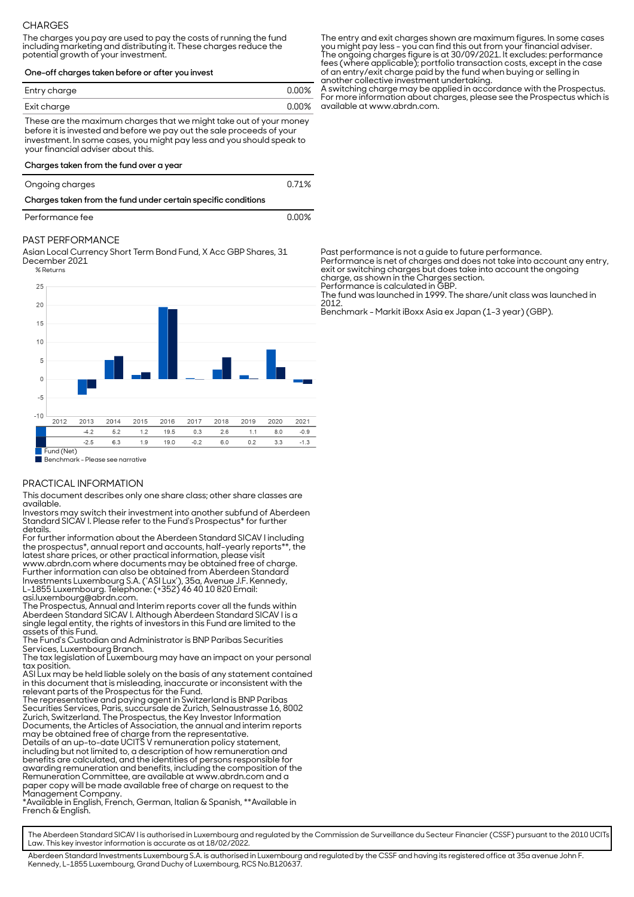## CHARGES

The charges you pay are used to pay the costs of running the fund including marketing and distributing it. These charges reduce the potential growth of your investment.

| One-off charges taken before or after you invest | |
|---|---|
| Entry charge | 0.00% |
| Exit charge | 0.00% |

These are the maximum charges that we might take out of your money before it is invested and before we pay out the sale proceeds of your investment. In some cases, you might pay less and you should speak to your financial adviser about this.

| Charges taken from the fund over a year | |
|---|---|
| Ongoing charges | 0.71% |
| **Charges taken from the fund under certain specific conditions** | |
| Performance fee | 0.00% |

The entry and exit charges shown are maximum figures. In some cases you might pay less - you can find this out from your financial adviser. The ongoing charges figure is at 30/09/2021. It excludes: performance fees (where applicable); portfolio transaction costs, except in the case of an entry/exit charge paid by the fund when buying or selling in another collective investment undertaking.
A switching charge may be applied in accordance with the Prospectus. For more information about charges, please see the Prospectus which is available at www.abrdn.com.

## PAST PERFORMANCE

Asian Local Currency Short Term Bond Fund, X Acc GBP Shares, 31 December 2021

% Returns

25
20
15
10
5
0
-5
-10

2012 2013 2014 2015 2016 2017 2018 2019 2020 2021

Fund (Net): -4.2 5.2 1.2 19.5 0.3 2.6 1.1 8.0 -0.9

Benchmark - Please see narrative: -2.5 6.3 1.9 19.0 -0.2 6.0 0.2 3.3 -1.3

Past performance is not a guide to future performance.
Performance is net of charges and does not take into account any entry, exit or switching charges but does take into account the ongoing charge, as shown in the Charges section.
Performance is calculated in GBP.
The fund was launched in 1999. The share/unit class was launched in 2012.
Benchmark - Markit iBoxx Asia ex Japan (1-3 year) (GBP).

## PRACTICAL INFORMATION

This document describes only one share class; other share classes are available.
Investors may switch their investment into another subfund of Aberdeen Standard SICAV I. Please refer to the Fund's Prospectus* for further details.
For further information about the Aberdeen Standard SICAV I including the prospectus*, annual report and accounts, half-yearly reports**, the latest share prices, or other practical information, please visit www.abrdn.com where documents may be obtained free of charge. Further information can also be obtained from Aberdeen Standard Investments Luxembourg S.A. ('ASI Lux'), 35a, Avenue J.F. Kennedy, L-1855 Luxembourg. Telephone: (+352) 46 40 10 820 Email: asi.luxembourg@abrdn.com.
The Prospectus, Annual and Interim reports cover all the funds within Aberdeen Standard SICAV I. Although Aberdeen Standard SICAV I is a single legal entity, the rights of investors in this Fund are limited to the assets of this Fund.
The Fund's Custodian and Administrator is BNP Paribas Securities Services, Luxembourg Branch.
The tax legislation of Luxembourg may have an impact on your personal tax position.
ASI Lux may be held liable solely on the basis of any statement contained in this document that is misleading, inaccurate or inconsistent with the relevant parts of the Prospectus for the Fund.
The representative and paying agent in Switzerland is BNP Paribas Securities Services, Paris, succursale de Zurich, Selnaustrasse 16, 8002 Zurich, Switzerland. The Prospectus, the Key Investor Information Documents, the Articles of Association, the annual and interim reports may be obtained free of charge from the representative.
Details of an up-to-date UCITS V remuneration policy statement, including but not limited to, a description of how remuneration and benefits are calculated, and the identities of persons responsible for awarding remuneration and benefits, including the composition of the Remuneration Committee, are available at www.abrdn.com and a paper copy will be made available free of charge on request to the Management Company.
*Available in English, French, German, Italian & Spanish, **Available in French & English.

The Aberdeen Standard SICAV I is authorised in Luxembourg and regulated by the Commission de Surveillance du Secteur Financier (CSSF) pursuant to the 2010 UCITs Law. This key investor information is accurate as at 18/02/2022.

Aberdeen Standard Investments Luxembourg S.A. is authorised in Luxembourg and regulated by the CSSF and having its registered office at 35a avenue John F. Kennedy, L-1855 Luxembourg, Grand Duchy of Luxembourg, RCS No.B120637.